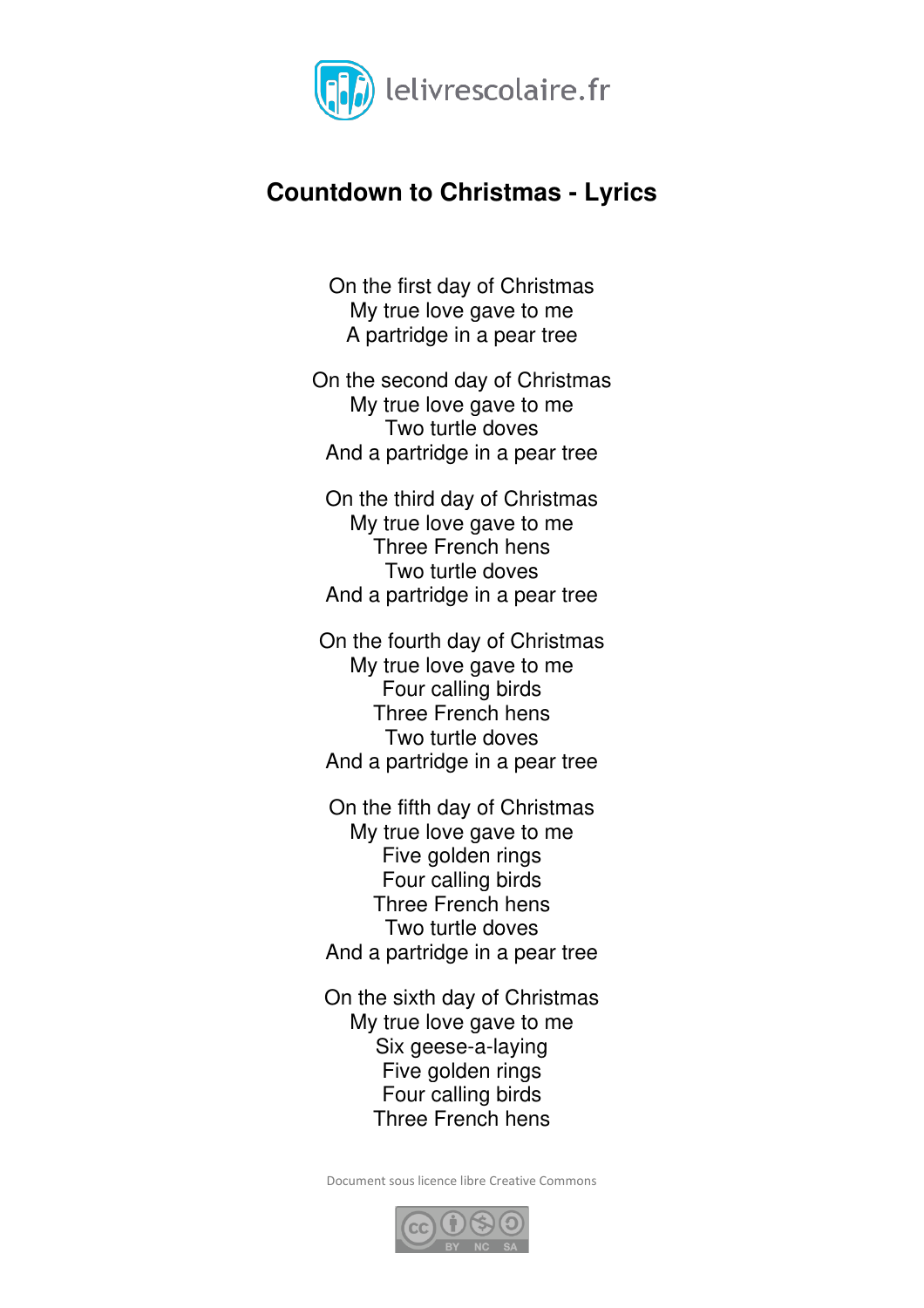lelivrescolaire.fr

# Countdown to Christmas - Lyrics

On the first day of Christmas
My true love gave to me
A partridge in a pear tree

On the second day of Christmas
My true love gave to me
Two turtle doves
And a partridge in a pear tree

On the third day of Christmas
My true love gave to me
Three French hens
Two turtle doves
And a partridge in a pear tree

On the fourth day of Christmas
My true love gave to me
Four calling birds
Three French hens
Two turtle doves
And a partridge in a pear tree

On the fifth day of Christmas
My true love gave to me
Five golden rings
Four calling birds
Three French hens
Two turtle doves
And a partridge in a pear tree

On the sixth day of Christmas
My true love gave to me
Six geese-a-laying
Five golden rings
Four calling birds
Three French hens

Document sous licence libre Creative Commons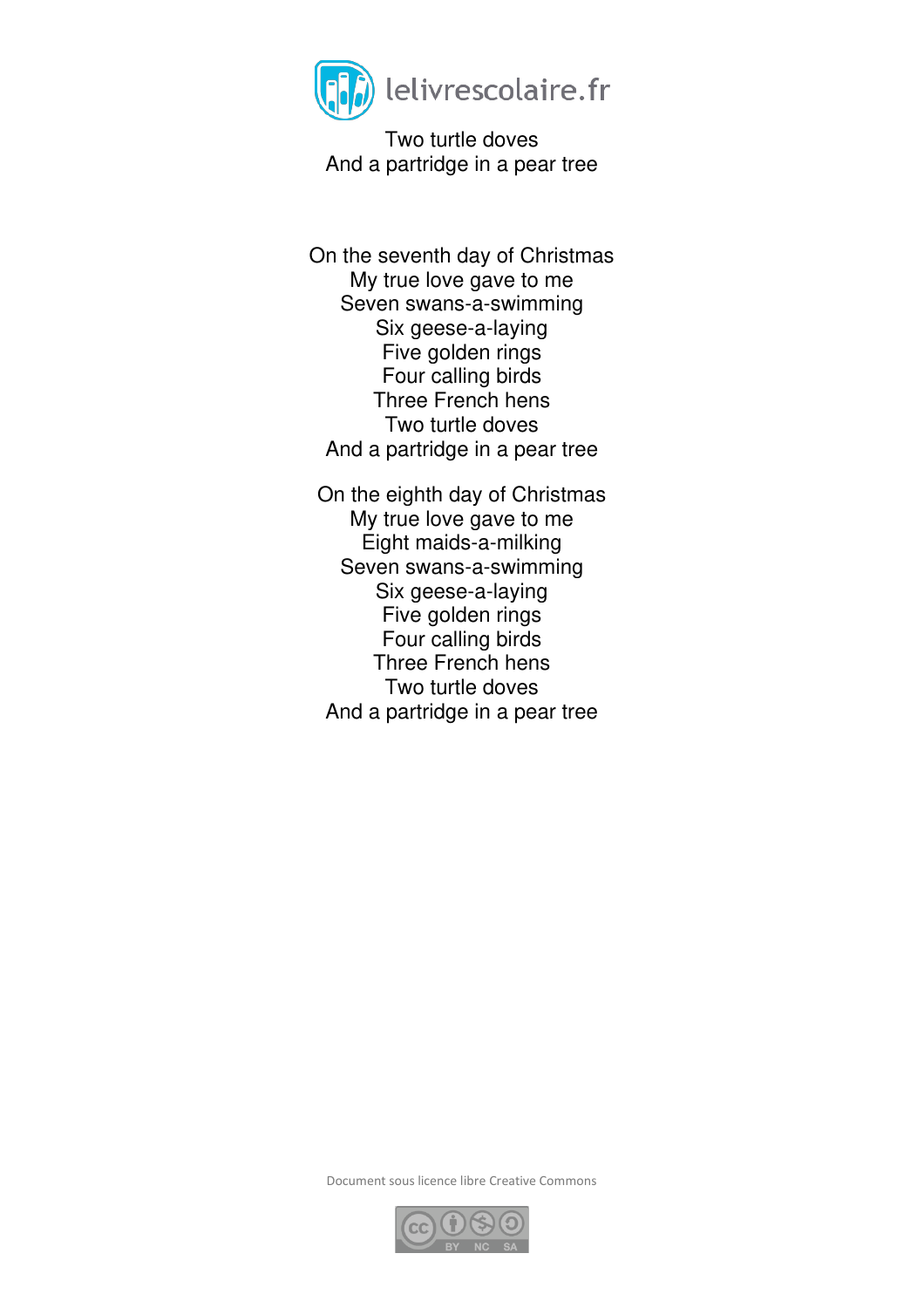Two turtle doves
And a partridge in a pear tree

On the seventh day of Christmas
My true love gave to me
Seven swans-a-swimming
Six geese-a-laying
Five golden rings
Four calling birds
Three French hens
Two turtle doves
And a partridge in a pear tree

On the eighth day of Christmas
My true love gave to me
Eight maids-a-milking
Seven swans-a-swimming
Six geese-a-laying
Five golden rings
Four calling birds
Three French hens
Two turtle doves
And a partridge in a pear tree